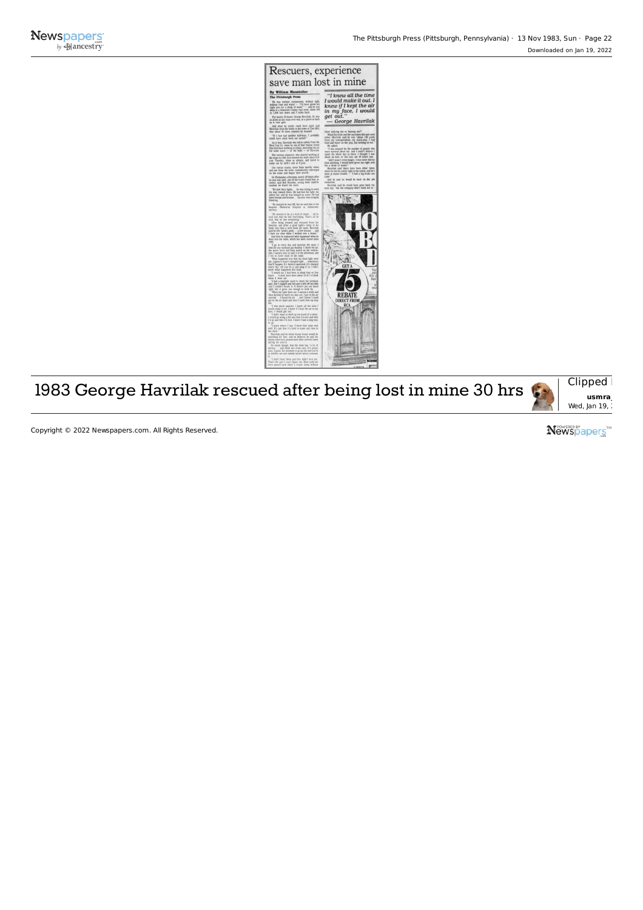The Pittsburgh Press (Pittsburgh, Pennsylvania) · 13 Nov 1983, Sun · Page 22

# Rescuers, experience save man lost in mine

**By William Mausteller**
**The Pittsburgh Press**

> *"I knew all the time I would make it out. I knew if I kept the air in my face, I would get out."*
> — George Havrilak

GET A $75 REBATE DIRECT FROM RCA

## 1983 George Havrilak rescued after being lost in mine 30 hrs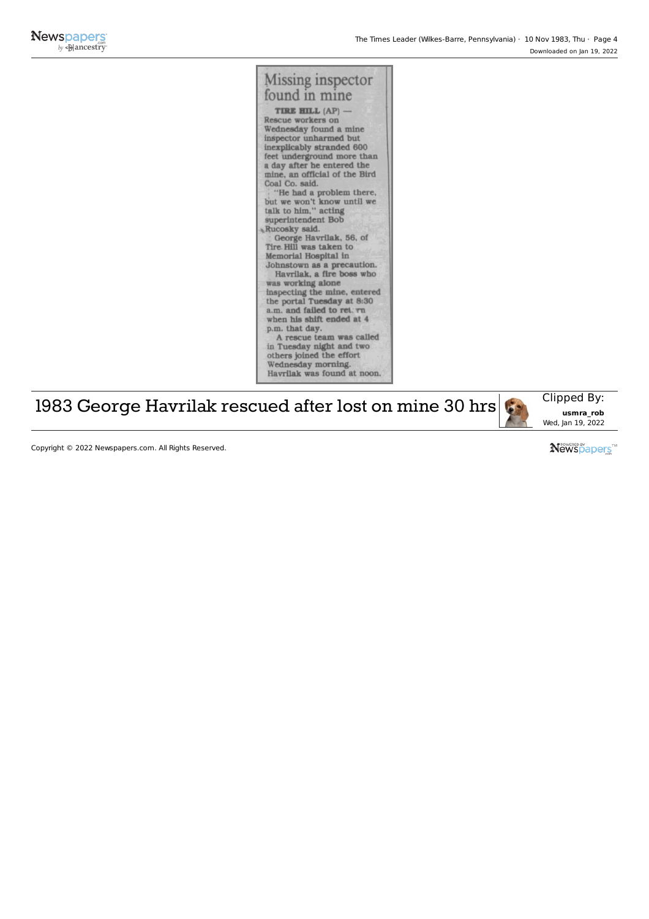# Missing inspector found in mine

**TIRE HILL** (AP) — Rescue workers on Wednesday found a mine inspector unharmed but inexplicably stranded 600 feet underground more than a day after he entered the mine, an official of the Bird Coal Co. said.

"He had a problem there, but we won't know until we talk to him," acting superintendent Bob Rucosky said.

George Havrilak, 56, of Tire Hill was taken to Memorial Hospital in Johnstown as a precaution.

Havrilak, a fire boss who was working alone inspecting the mine, entered the portal Tuesday at 8:30 a.m. and failed to return when his shift ended at 4 p.m. that day.

A rescue team was called in Tuesday night and two others joined the effort Wednesday morning. Havrilak was found at noon.

1983 George Havrilak rescued after lost on mine 30 hrs

Clipped By: usmra_rob
Wed, Jan 19, 2022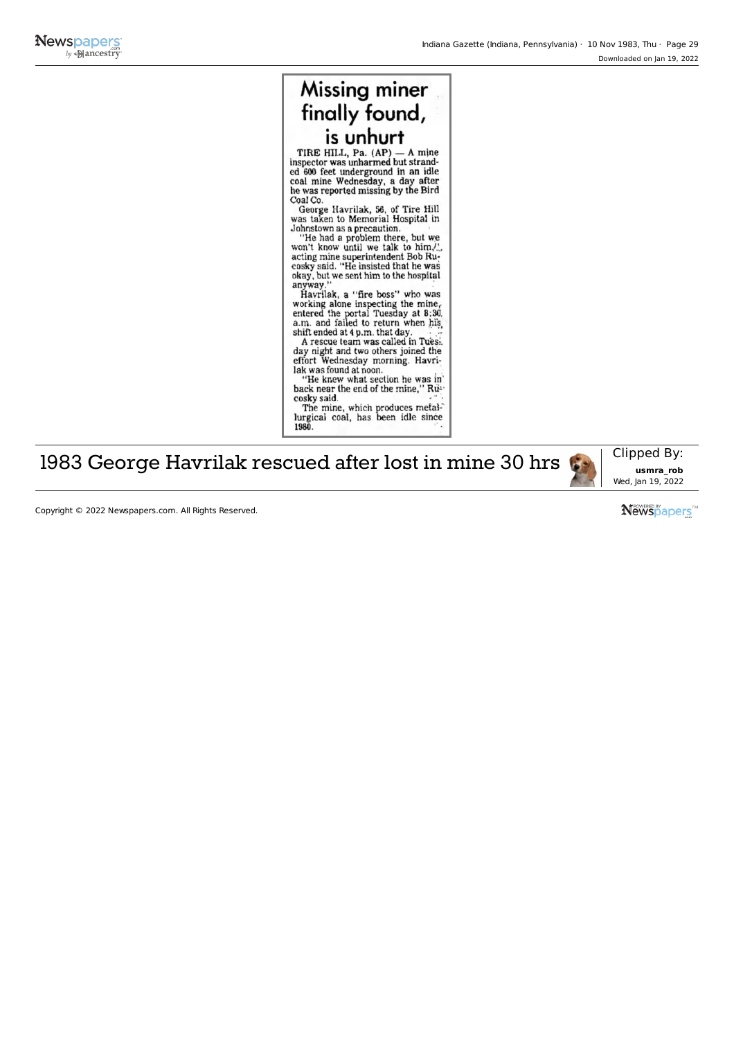# Missing miner finally found, is unhurt

TIRE HILL, Pa. (AP) — A mine inspector was unharmed but stranded 600 feet underground in an idle coal mine Wednesday, a day after he was reported missing by the Bird Coal Co.

George Havrilak, 56, of Tire Hill was taken to Memorial Hospital in Johnstown as a precaution.

"He had a problem there, but we won't know until we talk to him," acting mine superintendent Bob Rucosky said. "He insisted that he was okay, but we sent him to the hospital anyway."

Havrilak, a "fire boss" who was working alone inspecting the mine, entered the portal Tuesday at 8:30 a.m. and failed to return when his shift ended at 4 p.m. that day.

A rescue team was called in Tuesday night and two others joined the effort Wednesday morning. Havrilak was found at noon.

"He knew what section he was in back near the end of the mine," Rucosky said.

The mine, which produces metallurgical coal, has been idle since 1980.

1983 George Havrilak rescued after lost in mine 30 hrs

Clipped By: **usmra_rob** Wed, Jan 19, 2022